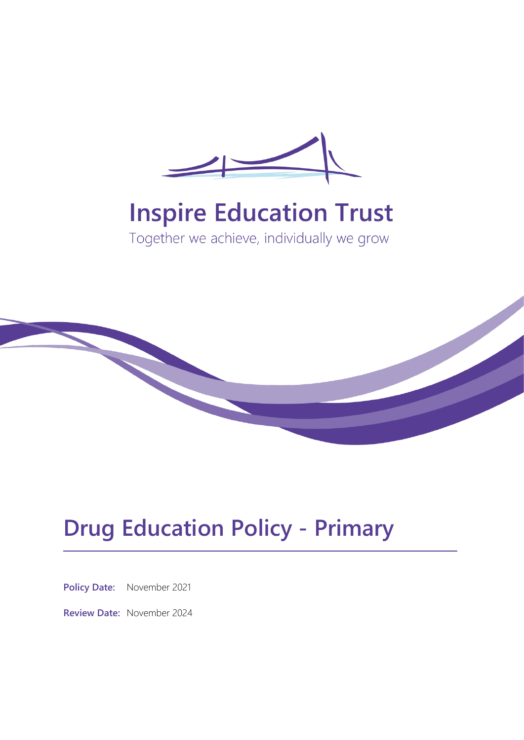# Inspire Education Trust

Together we achieve, individually we grow

# Drug Education Policy - Primary

**Policy Date:** November 2021

**Review Date:** November 2024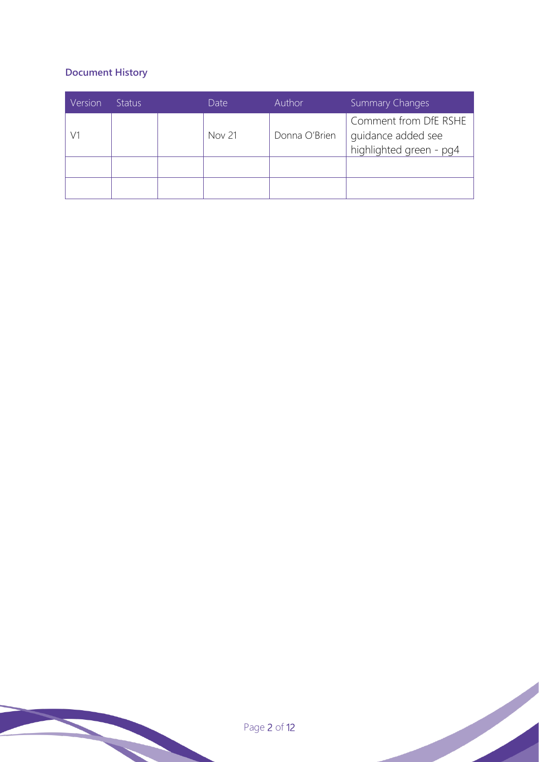**Document History**

| Version | Status | | Date | Author | Summary Changes |
|---|---|---|---|---|---|
| V1 | | | Nov 21 | Donna O'Brien | Comment from DfE RSHE guidance added see highlighted green - pg4 |
| | | | | | |
| | | | | | |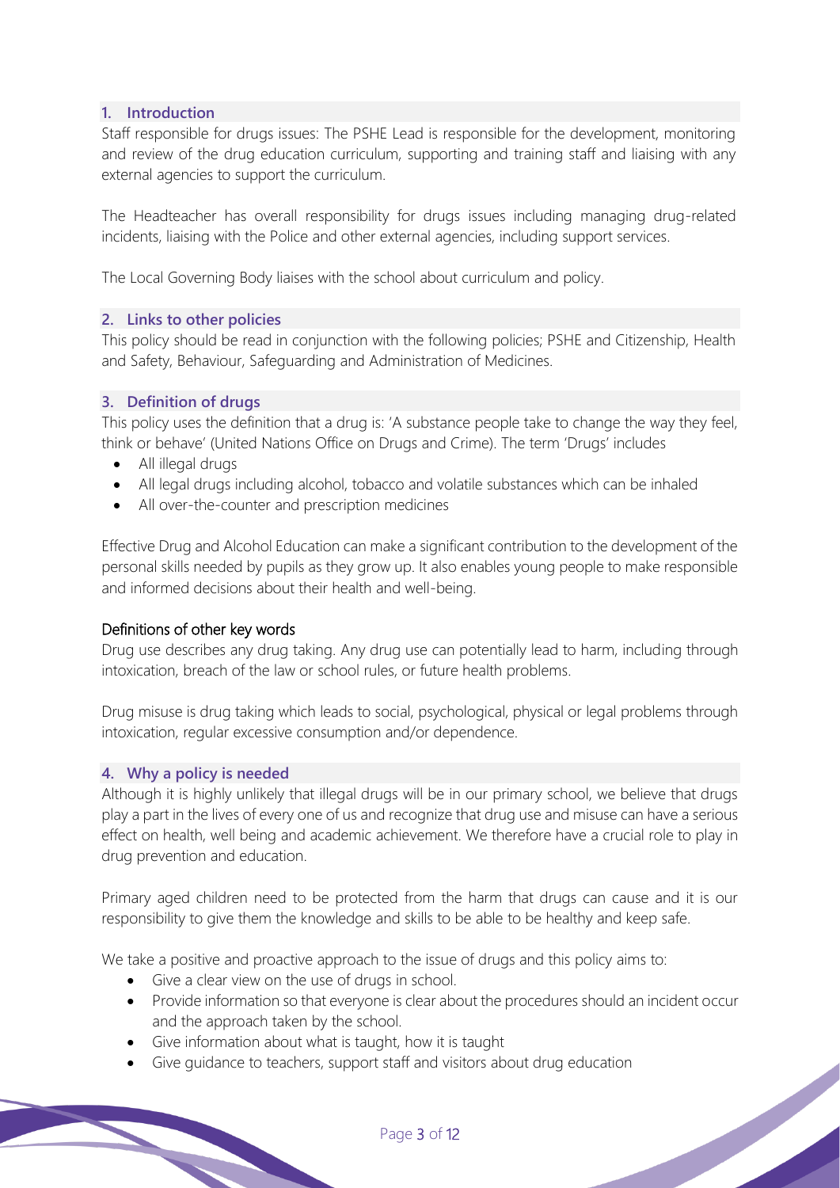## 1. Introduction

Staff responsible for drugs issues: The PSHE Lead is responsible for the development, monitoring and review of the drug education curriculum, supporting and training staff and liaising with any external agencies to support the curriculum.

The Headteacher has overall responsibility for drugs issues including managing drug-related incidents, liaising with the Police and other external agencies, including support services.

The Local Governing Body liaises with the school about curriculum and policy.

## 2. Links to other policies

This policy should be read in conjunction with the following policies; PSHE and Citizenship, Health and Safety, Behaviour, Safeguarding and Administration of Medicines.

## 3. Definition of drugs

This policy uses the definition that a drug is: 'A substance people take to change the way they feel, think or behave' (United Nations Office on Drugs and Crime). The term 'Drugs' includes

- All illegal drugs
- All legal drugs including alcohol, tobacco and volatile substances which can be inhaled
- All over-the-counter and prescription medicines

Effective Drug and Alcohol Education can make a significant contribution to the development of the personal skills needed by pupils as they grow up. It also enables young people to make responsible and informed decisions about their health and well-being.

### Definitions of other key words

Drug use describes any drug taking. Any drug use can potentially lead to harm, including through intoxication, breach of the law or school rules, or future health problems.

Drug misuse is drug taking which leads to social, psychological, physical or legal problems through intoxication, regular excessive consumption and/or dependence.

## 4. Why a policy is needed

Although it is highly unlikely that illegal drugs will be in our primary school, we believe that drugs play a part in the lives of every one of us and recognize that drug use and misuse can have a serious effect on health, well being and academic achievement. We therefore have a crucial role to play in drug prevention and education.

Primary aged children need to be protected from the harm that drugs can cause and it is our responsibility to give them the knowledge and skills to be able to be healthy and keep safe.

We take a positive and proactive approach to the issue of drugs and this policy aims to:

- Give a clear view on the use of drugs in school.
- Provide information so that everyone is clear about the procedures should an incident occur and the approach taken by the school.
- Give information about what is taught, how it is taught
- Give guidance to teachers, support staff and visitors about drug education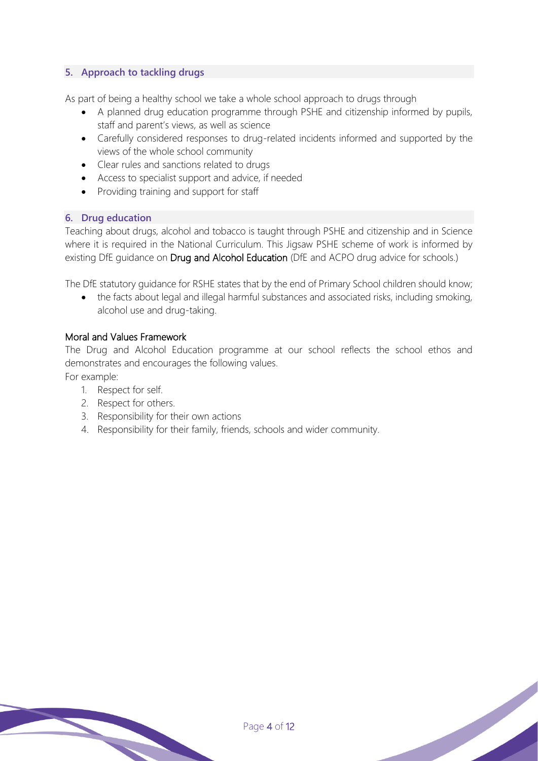## 5. Approach to tackling drugs

As part of being a healthy school we take a whole school approach to drugs through

- A planned drug education programme through PSHE and citizenship informed by pupils, staff and parent's views, as well as science
- Carefully considered responses to drug-related incidents informed and supported by the views of the whole school community
- Clear rules and sanctions related to drugs
- Access to specialist support and advice, if needed
- Providing training and support for staff

## 6. Drug education

Teaching about drugs, alcohol and tobacco is taught through PSHE and citizenship and in Science where it is required in the National Curriculum. This Jigsaw PSHE scheme of work is informed by existing DfE guidance on Drug and Alcohol Education (DfE and ACPO drug advice for schools.)

The DfE statutory guidance for RSHE states that by the end of Primary School children should know;

- the facts about legal and illegal harmful substances and associated risks, including smoking, alcohol use and drug-taking.

### Moral and Values Framework

The Drug and Alcohol Education programme at our school reflects the school ethos and demonstrates and encourages the following values.

For example:

1. Respect for self.
2. Respect for others.
3. Responsibility for their own actions
4. Responsibility for their family, friends, schools and wider community.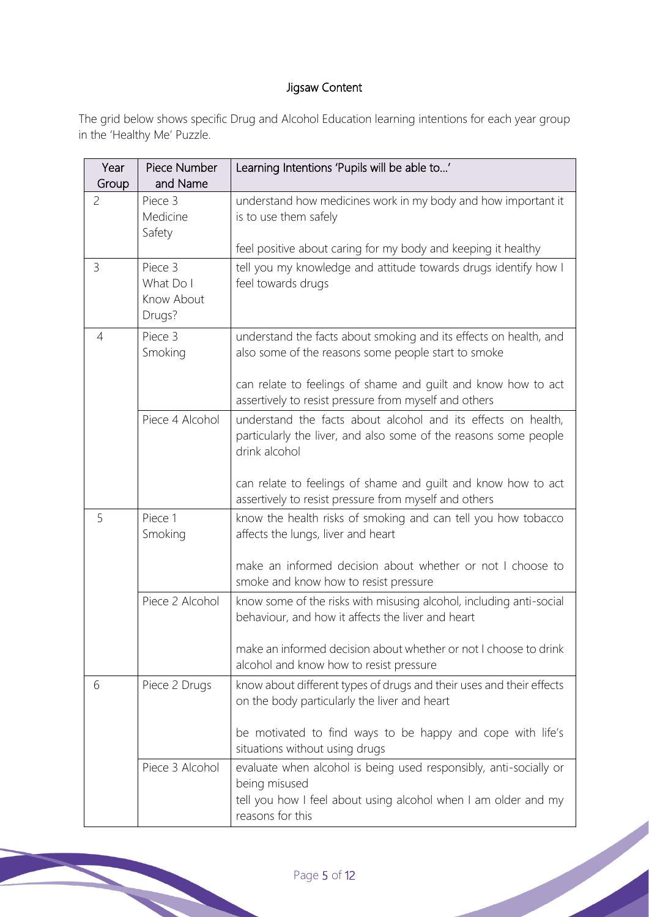## Jigsaw Content

The grid below shows specific Drug and Alcohol Education learning intentions for each year group in the 'Healthy Me' Puzzle.

| Year Group | Piece Number and Name | Learning Intentions 'Pupils will be able to…' |
|---|---|---|
| 2 | Piece 3 Medicine Safety | understand how medicines work in my body and how important it is to use them safely<br><br>feel positive about caring for my body and keeping it healthy |
| 3 | Piece 3 What Do I Know About Drugs? | tell you my knowledge and attitude towards drugs identify how I feel towards drugs |
| 4 | Piece 3 Smoking | understand the facts about smoking and its effects on health, and also some of the reasons some people start to smoke<br><br>can relate to feelings of shame and guilt and know how to act assertively to resist pressure from myself and others |
| | Piece 4 Alcohol | understand the facts about alcohol and its effects on health, particularly the liver, and also some of the reasons some people drink alcohol<br><br>can relate to feelings of shame and guilt and know how to act assertively to resist pressure from myself and others |
| 5 | Piece 1 Smoking | know the health risks of smoking and can tell you how tobacco affects the lungs, liver and heart<br><br>make an informed decision about whether or not I choose to smoke and know how to resist pressure |
| | Piece 2 Alcohol | know some of the risks with misusing alcohol, including anti-social behaviour, and how it affects the liver and heart<br><br>make an informed decision about whether or not I choose to drink alcohol and know how to resist pressure |
| 6 | Piece 2 Drugs | know about different types of drugs and their uses and their effects on the body particularly the liver and heart<br><br>be motivated to find ways to be happy and cope with life's situations without using drugs |
| | Piece 3 Alcohol | evaluate when alcohol is being used responsibly, anti-socially or being misused<br>tell you how I feel about using alcohol when I am older and my reasons for this |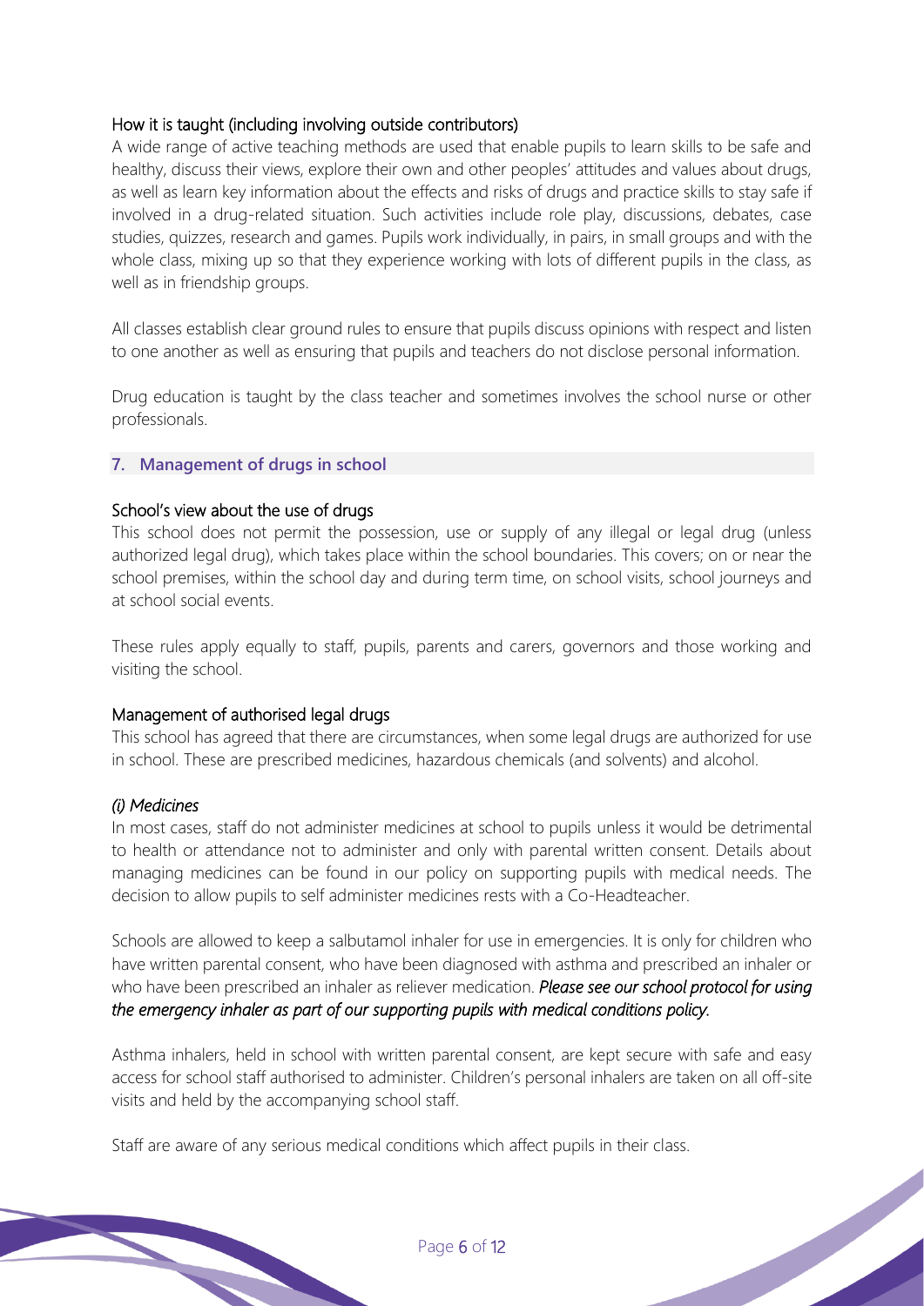### How it is taught (including involving outside contributors)

A wide range of active teaching methods are used that enable pupils to learn skills to be safe and healthy, discuss their views, explore their own and other peoples' attitudes and values about drugs, as well as learn key information about the effects and risks of drugs and practice skills to stay safe if involved in a drug-related situation. Such activities include role play, discussions, debates, case studies, quizzes, research and games. Pupils work individually, in pairs, in small groups and with the whole class, mixing up so that they experience working with lots of different pupils in the class, as well as in friendship groups.

All classes establish clear ground rules to ensure that pupils discuss opinions with respect and listen to one another as well as ensuring that pupils and teachers do not disclose personal information.

Drug education is taught by the class teacher and sometimes involves the school nurse or other professionals.

## 7. Management of drugs in school

### School's view about the use of drugs

This school does not permit the possession, use or supply of any illegal or legal drug (unless authorized legal drug), which takes place within the school boundaries. This covers; on or near the school premises, within the school day and during term time, on school visits, school journeys and at school social events.

These rules apply equally to staff, pupils, parents and carers, governors and those working and visiting the school.

### Management of authorised legal drugs

This school has agreed that there are circumstances, when some legal drugs are authorized for use in school. These are prescribed medicines, hazardous chemicals (and solvents) and alcohol.

*(i) Medicines*

In most cases, staff do not administer medicines at school to pupils unless it would be detrimental to health or attendance not to administer and only with parental written consent. Details about managing medicines can be found in our policy on supporting pupils with medical needs. The decision to allow pupils to self administer medicines rests with a Co-Headteacher.

Schools are allowed to keep a salbutamol inhaler for use in emergencies. It is only for children who have written parental consent, who have been diagnosed with asthma and prescribed an inhaler or who have been prescribed an inhaler as reliever medication. ***Please see our school protocol for using the emergency inhaler as part of our supporting pupils with medical conditions policy.***

Asthma inhalers, held in school with written parental consent, are kept secure with safe and easy access for school staff authorised to administer. Children's personal inhalers are taken on all off-site visits and held by the accompanying school staff.

Staff are aware of any serious medical conditions which affect pupils in their class.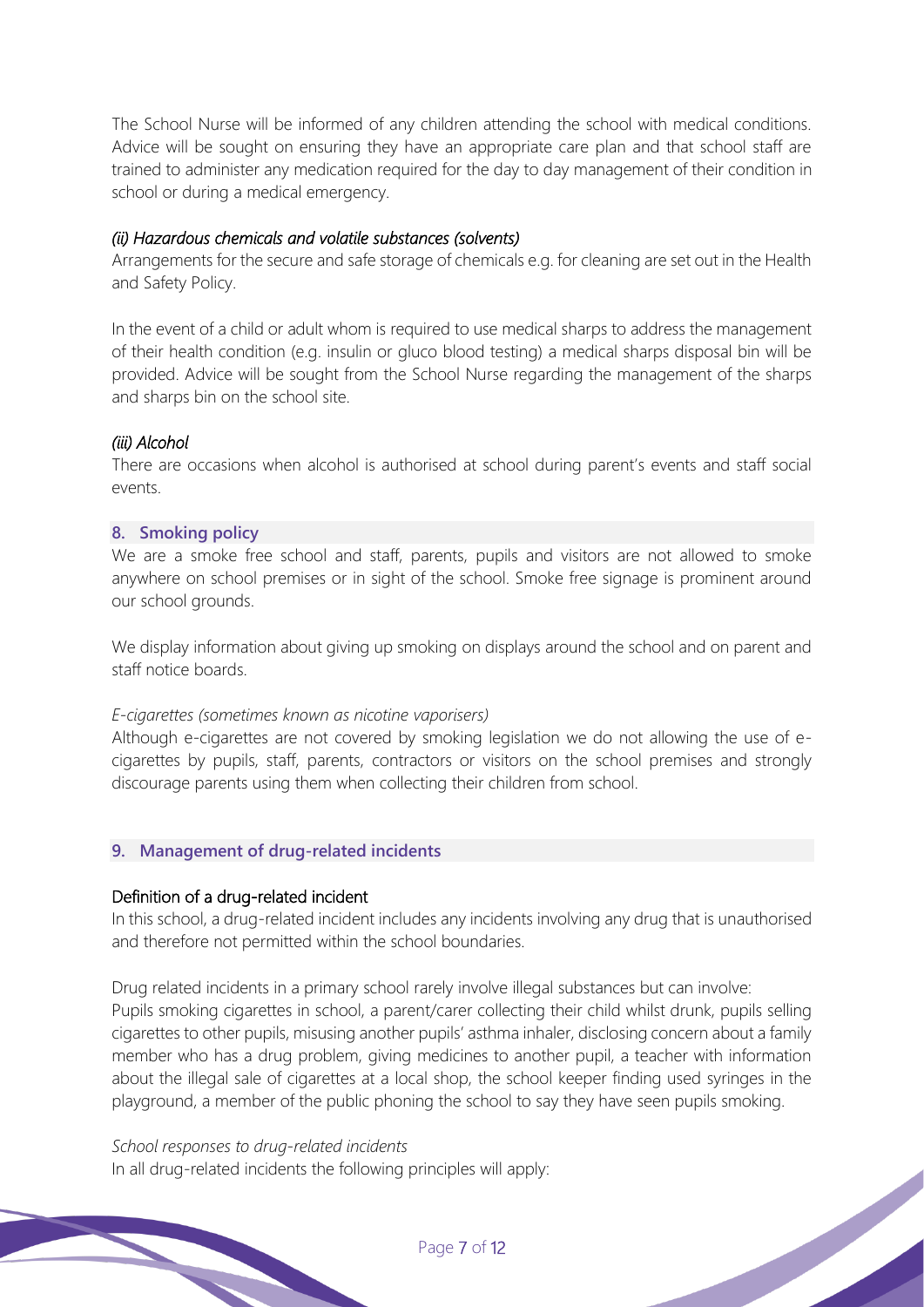The School Nurse will be informed of any children attending the school with medical conditions. Advice will be sought on ensuring they have an appropriate care plan and that school staff are trained to administer any medication required for the day to day management of their condition in school or during a medical emergency.

*(ii) Hazardous chemicals and volatile substances (solvents)*

Arrangements for the secure and safe storage of chemicals e.g. for cleaning are set out in the Health and Safety Policy.

In the event of a child or adult whom is required to use medical sharps to address the management of their health condition (e.g. insulin or gluco blood testing) a medical sharps disposal bin will be provided. Advice will be sought from the School Nurse regarding the management of the sharps and sharps bin on the school site.

*(iii) Alcohol*

There are occasions when alcohol is authorised at school during parent's events and staff social events.

## 8. Smoking policy

We are a smoke free school and staff, parents, pupils and visitors are not allowed to smoke anywhere on school premises or in sight of the school. Smoke free signage is prominent around our school grounds.

We display information about giving up smoking on displays around the school and on parent and staff notice boards.

*E-cigarettes (sometimes known as nicotine vaporisers)*

Although e-cigarettes are not covered by smoking legislation we do not allowing the use of e-cigarettes by pupils, staff, parents, contractors or visitors on the school premises and strongly discourage parents using them when collecting their children from school.

## 9. Management of drug-related incidents

### Definition of a drug-related incident

In this school, a drug-related incident includes any incidents involving any drug that is unauthorised and therefore not permitted within the school boundaries.

Drug related incidents in a primary school rarely involve illegal substances but can involve:
Pupils smoking cigarettes in school, a parent/carer collecting their child whilst drunk, pupils selling cigarettes to other pupils, misusing another pupils' asthma inhaler, disclosing concern about a family member who has a drug problem, giving medicines to another pupil, a teacher with information about the illegal sale of cigarettes at a local shop, the school keeper finding used syringes in the playground, a member of the public phoning the school to say they have seen pupils smoking.

*School responses to drug-related incidents*

In all drug-related incidents the following principles will apply: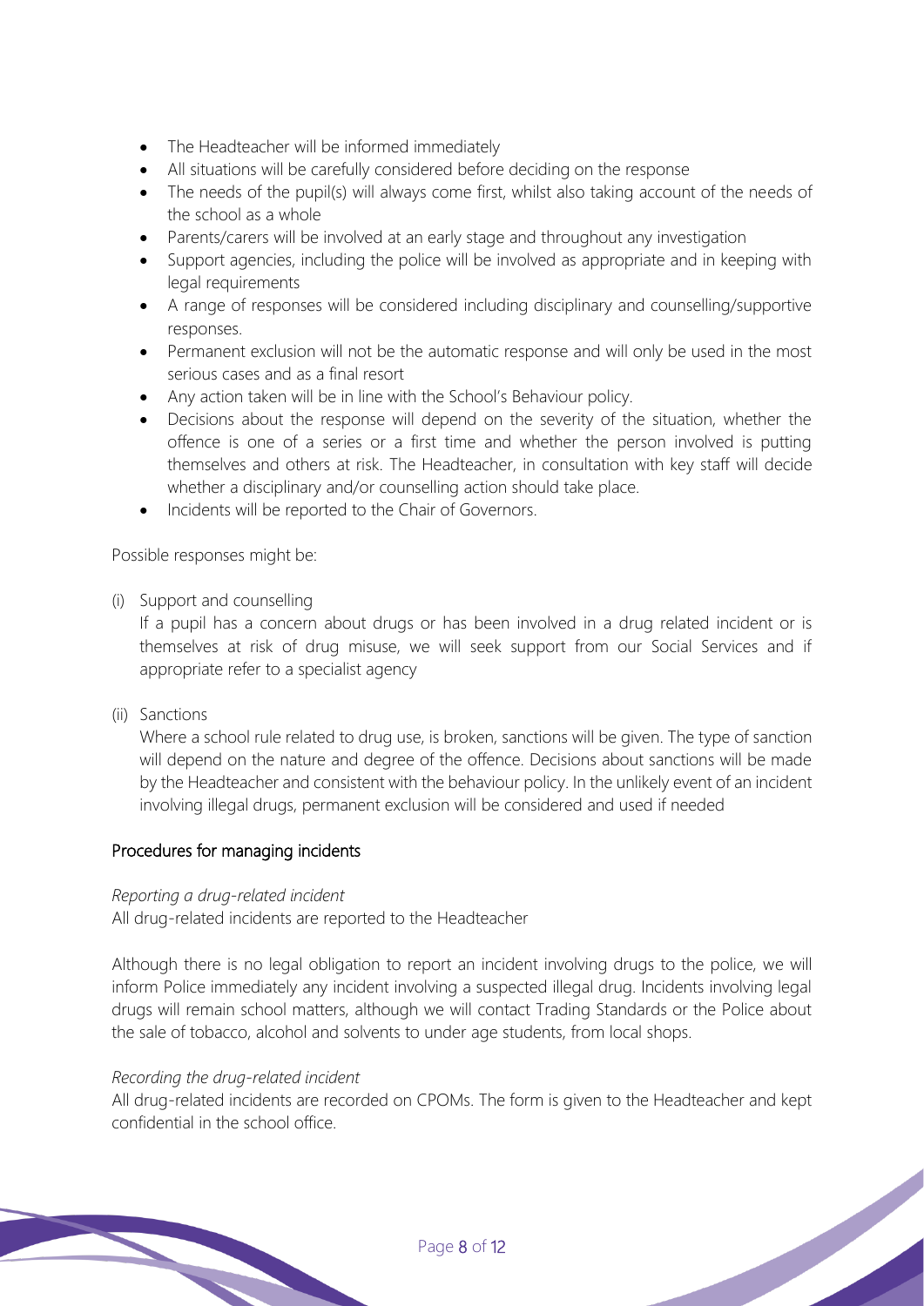- The Headteacher will be informed immediately
- All situations will be carefully considered before deciding on the response
- The needs of the pupil(s) will always come first, whilst also taking account of the needs of the school as a whole
- Parents/carers will be involved at an early stage and throughout any investigation
- Support agencies, including the police will be involved as appropriate and in keeping with legal requirements
- A range of responses will be considered including disciplinary and counselling/supportive responses.
- Permanent exclusion will not be the automatic response and will only be used in the most serious cases and as a final resort
- Any action taken will be in line with the School's Behaviour policy.
- Decisions about the response will depend on the severity of the situation, whether the offence is one of a series or a first time and whether the person involved is putting themselves and others at risk. The Headteacher, in consultation with key staff will decide whether a disciplinary and/or counselling action should take place.
- Incidents will be reported to the Chair of Governors.

Possible responses might be:

(i) Support and counselling

If a pupil has a concern about drugs or has been involved in a drug related incident or is themselves at risk of drug misuse, we will seek support from our Social Services and if appropriate refer to a specialist agency

(ii) Sanctions

Where a school rule related to drug use, is broken, sanctions will be given. The type of sanction will depend on the nature and degree of the offence. Decisions about sanctions will be made by the Headteacher and consistent with the behaviour policy. In the unlikely event of an incident involving illegal drugs, permanent exclusion will be considered and used if needed

## Procedures for managing incidents

*Reporting a drug-related incident*

All drug-related incidents are reported to the Headteacher

Although there is no legal obligation to report an incident involving drugs to the police, we will inform Police immediately any incident involving a suspected illegal drug. Incidents involving legal drugs will remain school matters, although we will contact Trading Standards or the Police about the sale of tobacco, alcohol and solvents to under age students, from local shops.

*Recording the drug-related incident*

All drug-related incidents are recorded on CPOMs. The form is given to the Headteacher and kept confidential in the school office.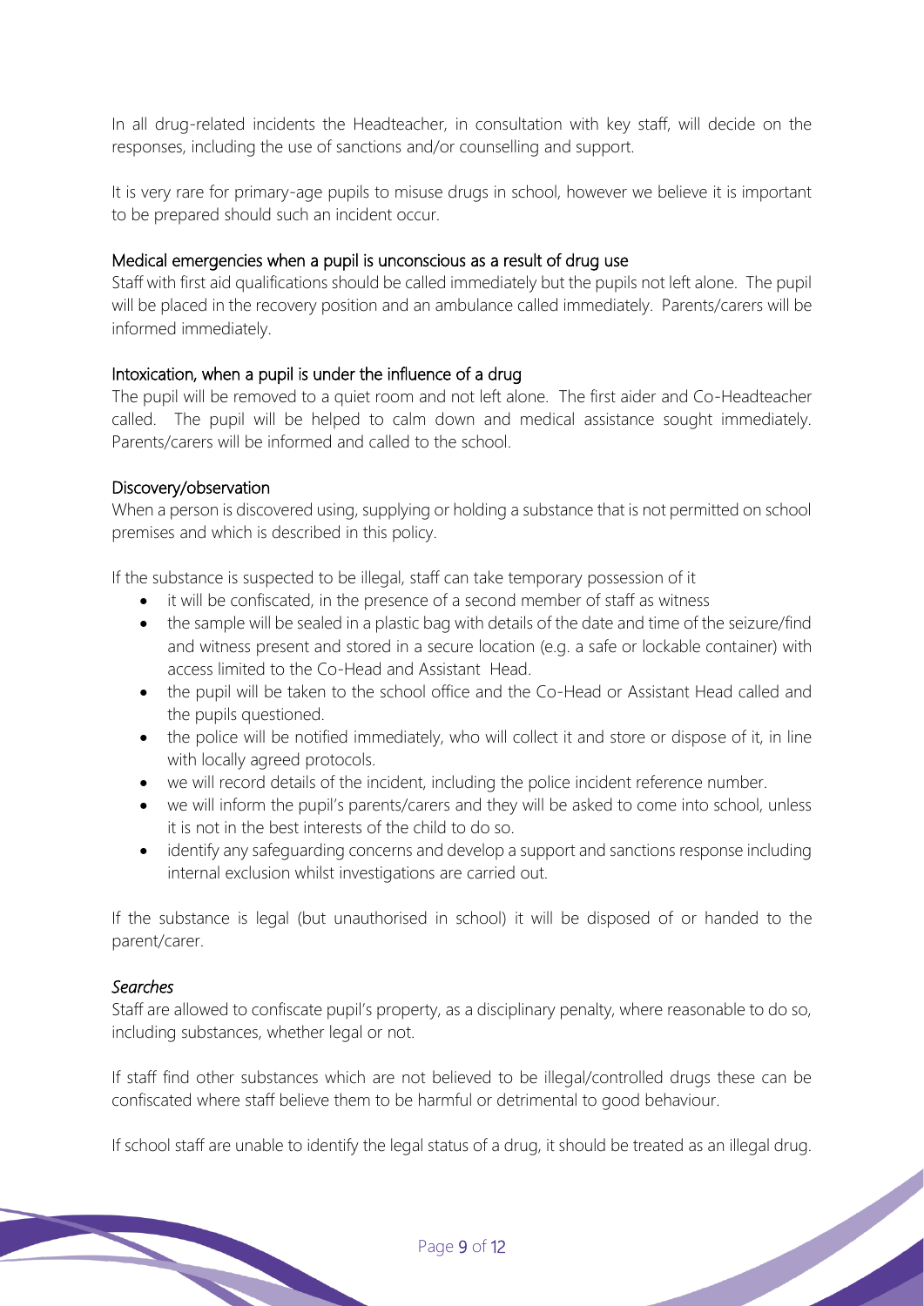In all drug-related incidents the Headteacher, in consultation with key staff, will decide on the responses, including the use of sanctions and/or counselling and support.

It is very rare for primary-age pupils to misuse drugs in school, however we believe it is important to be prepared should such an incident occur.

### Medical emergencies when a pupil is unconscious as a result of drug use

Staff with first aid qualifications should be called immediately but the pupils not left alone. The pupil will be placed in the recovery position and an ambulance called immediately. Parents/carers will be informed immediately.

### Intoxication, when a pupil is under the influence of a drug

The pupil will be removed to a quiet room and not left alone. The first aider and Co-Headteacher called. The pupil will be helped to calm down and medical assistance sought immediately. Parents/carers will be informed and called to the school.

### Discovery/observation

When a person is discovered using, supplying or holding a substance that is not permitted on school premises and which is described in this policy.

If the substance is suspected to be illegal, staff can take temporary possession of it

- it will be confiscated, in the presence of a second member of staff as witness
- the sample will be sealed in a plastic bag with details of the date and time of the seizure/find and witness present and stored in a secure location (e.g. a safe or lockable container) with access limited to the Co-Head and Assistant Head.
- the pupil will be taken to the school office and the Co-Head or Assistant Head called and the pupils questioned.
- the police will be notified immediately, who will collect it and store or dispose of it, in line with locally agreed protocols.
- we will record details of the incident, including the police incident reference number.
- we will inform the pupil's parents/carers and they will be asked to come into school, unless it is not in the best interests of the child to do so.
- identify any safeguarding concerns and develop a support and sanctions response including internal exclusion whilst investigations are carried out.

If the substance is legal (but unauthorised in school) it will be disposed of or handed to the parent/carer.

### *Searches*

Staff are allowed to confiscate pupil's property, as a disciplinary penalty, where reasonable to do so, including substances, whether legal or not.

If staff find other substances which are not believed to be illegal/controlled drugs these can be confiscated where staff believe them to be harmful or detrimental to good behaviour.

If school staff are unable to identify the legal status of a drug, it should be treated as an illegal drug.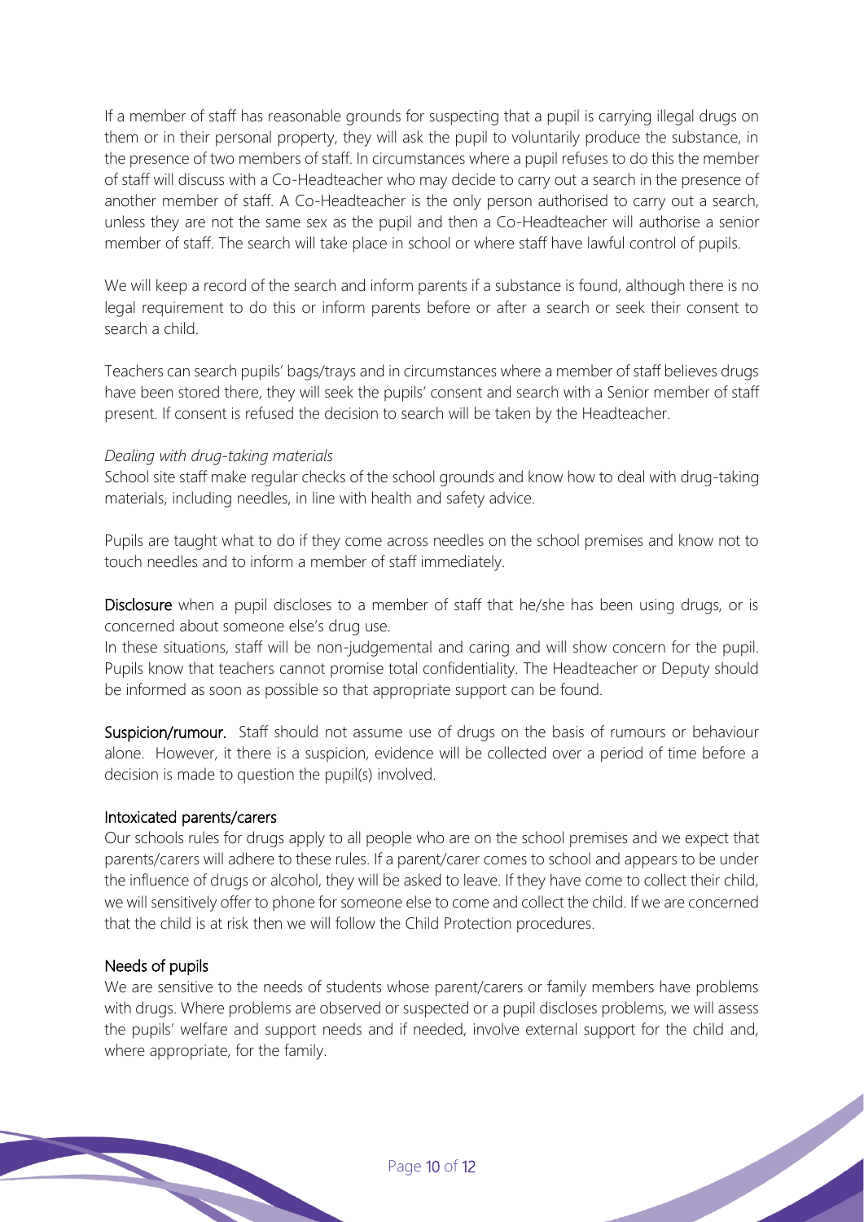If a member of staff has reasonable grounds for suspecting that a pupil is carrying illegal drugs on them or in their personal property, they will ask the pupil to voluntarily produce the substance, in the presence of two members of staff. In circumstances where a pupil refuses to do this the member of staff will discuss with a Co-Headteacher who may decide to carry out a search in the presence of another member of staff. A Co-Headteacher is the only person authorised to carry out a search, unless they are not the same sex as the pupil and then a Co-Headteacher will authorise a senior member of staff. The search will take place in school or where staff have lawful control of pupils.

We will keep a record of the search and inform parents if a substance is found, although there is no legal requirement to do this or inform parents before or after a search or seek their consent to search a child.

Teachers can search pupils' bags/trays and in circumstances where a member of staff believes drugs have been stored there, they will seek the pupils' consent and search with a Senior member of staff present. If consent is refused the decision to search will be taken by the Headteacher.

*Dealing with drug-taking materials*

School site staff make regular checks of the school grounds and know how to deal with drug-taking materials, including needles, in line with health and safety advice.

Pupils are taught what to do if they come across needles on the school premises and know not to touch needles and to inform a member of staff immediately.

**Disclosure** when a pupil discloses to a member of staff that he/she has been using drugs, or is concerned about someone else's drug use.

In these situations, staff will be non-judgemental and caring and will show concern for the pupil. Pupils know that teachers cannot promise total confidentiality. The Headteacher or Deputy should be informed as soon as possible so that appropriate support can be found.

**Suspicion/rumour.** Staff should not assume use of drugs on the basis of rumours or behaviour alone. However, it there is a suspicion, evidence will be collected over a period of time before a decision is made to question the pupil(s) involved.

### Intoxicated parents/carers

Our schools rules for drugs apply to all people who are on the school premises and we expect that parents/carers will adhere to these rules. If a parent/carer comes to school and appears to be under the influence of drugs or alcohol, they will be asked to leave. If they have come to collect their child, we will sensitively offer to phone for someone else to come and collect the child. If we are concerned that the child is at risk then we will follow the Child Protection procedures.

### Needs of pupils

We are sensitive to the needs of students whose parent/carers or family members have problems with drugs. Where problems are observed or suspected or a pupil discloses problems, we will assess the pupils' welfare and support needs and if needed, involve external support for the child and, where appropriate, for the family.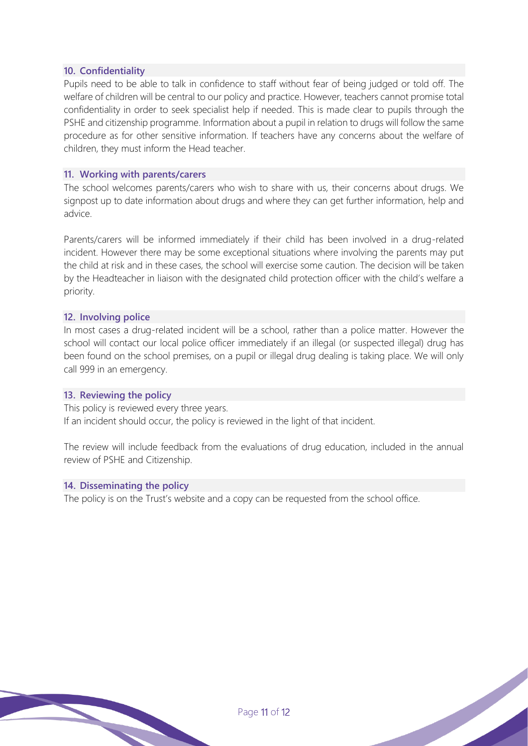## 10. Confidentiality

Pupils need to be able to talk in confidence to staff without fear of being judged or told off. The welfare of children will be central to our policy and practice. However, teachers cannot promise total confidentiality in order to seek specialist help if needed. This is made clear to pupils through the PSHE and citizenship programme. Information about a pupil in relation to drugs will follow the same procedure as for other sensitive information. If teachers have any concerns about the welfare of children, they must inform the Head teacher.

## 11. Working with parents/carers

The school welcomes parents/carers who wish to share with us, their concerns about drugs. We signpost up to date information about drugs and where they can get further information, help and advice.

Parents/carers will be informed immediately if their child has been involved in a drug-related incident. However there may be some exceptional situations where involving the parents may put the child at risk and in these cases, the school will exercise some caution. The decision will be taken by the Headteacher in liaison with the designated child protection officer with the child's welfare a priority.

## 12. Involving police

In most cases a drug-related incident will be a school, rather than a police matter. However the school will contact our local police officer immediately if an illegal (or suspected illegal) drug has been found on the school premises, on a pupil or illegal drug dealing is taking place. We will only call 999 in an emergency.

## 13. Reviewing the policy

This policy is reviewed every three years.
If an incident should occur, the policy is reviewed in the light of that incident.

The review will include feedback from the evaluations of drug education, included in the annual review of PSHE and Citizenship.

## 14. Disseminating the policy

The policy is on the Trust's website and a copy can be requested from the school office.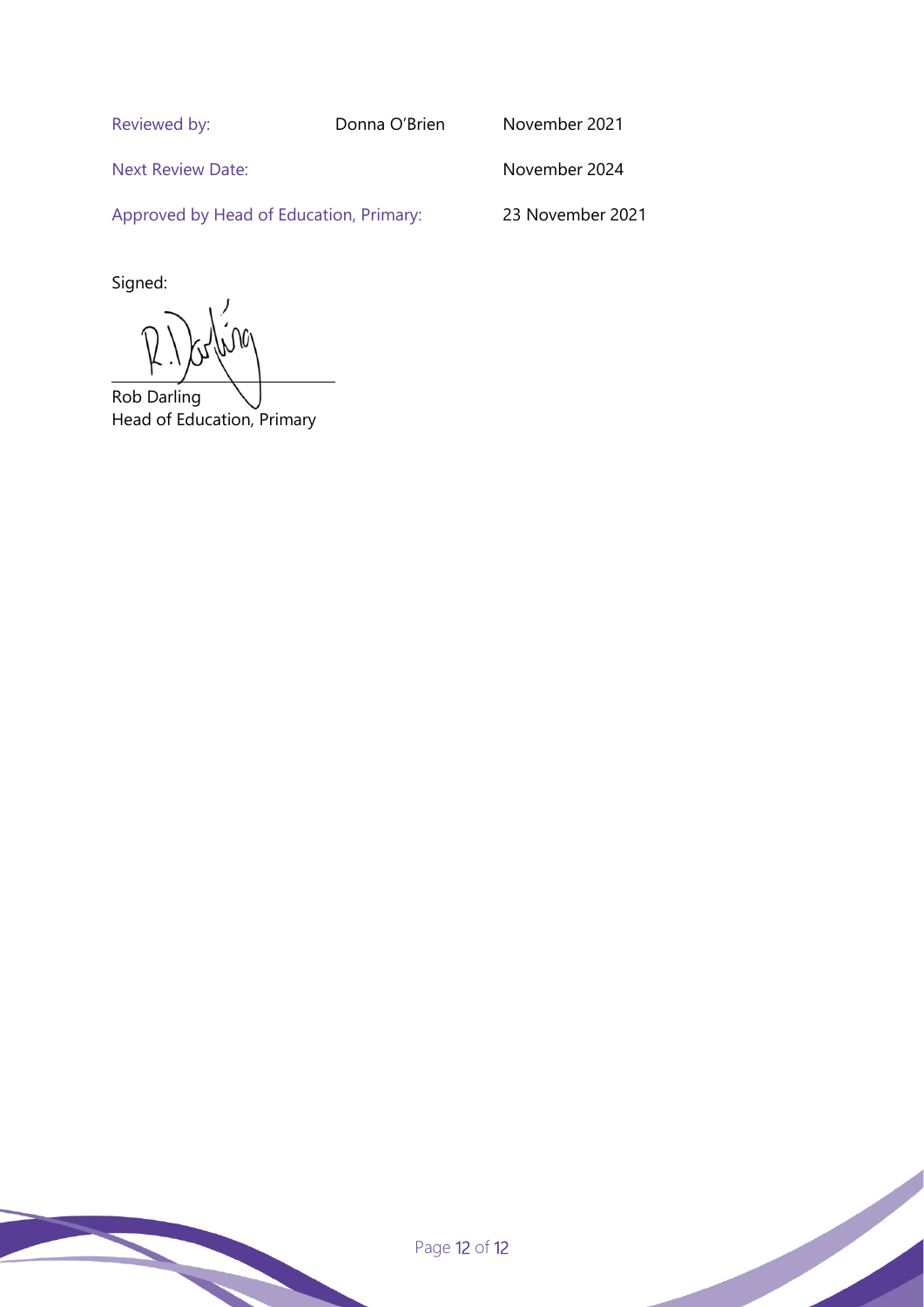| | | |
|---|---|---|
| Reviewed by: | Donna O'Brien | November 2021 |
| Next Review Date: | | November 2024 |
| Approved by Head of Education, Primary: | | 23 November 2021 |

Signed:

Rob Darling
Head of Education, Primary